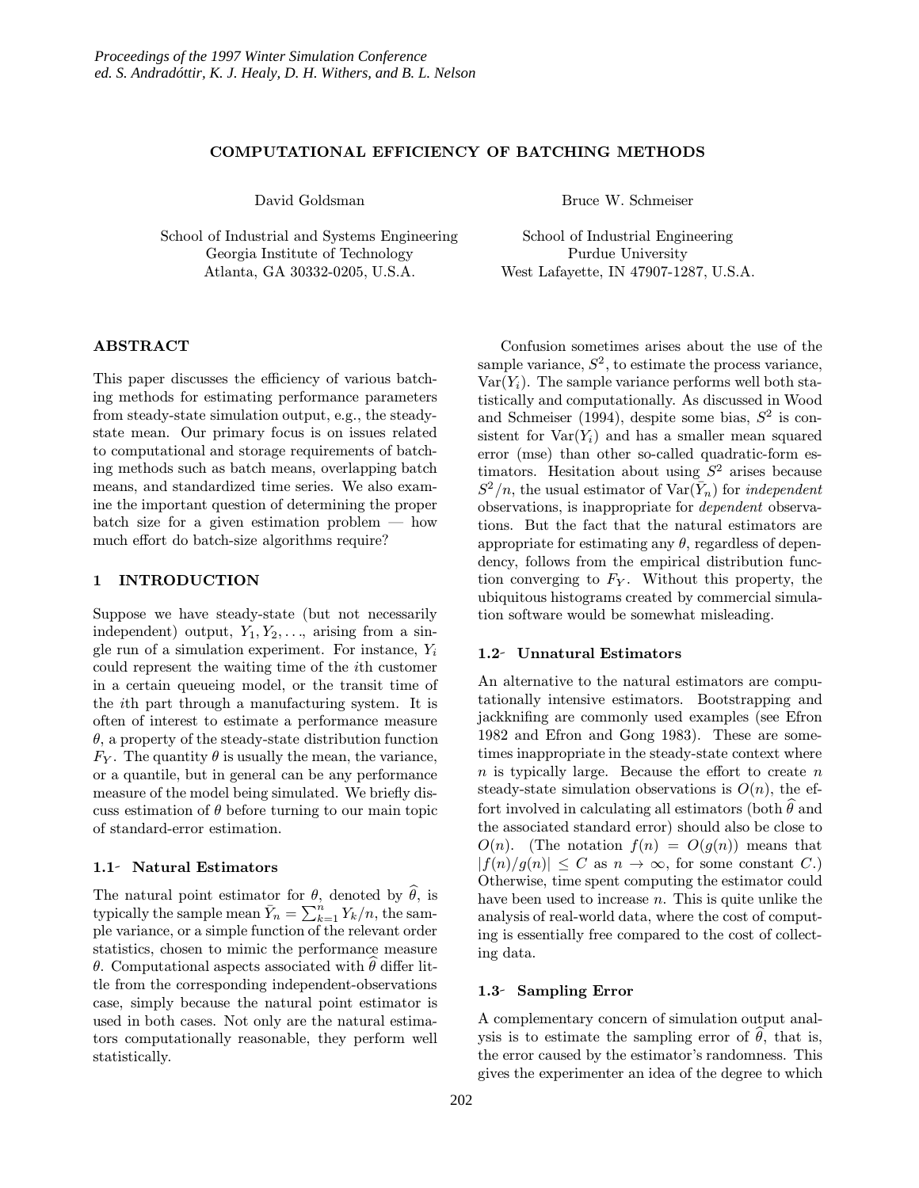Proceedings of the 1997 Winter Simulation Conference
ed. S. Andradóttir, K. J. Healy, D. H. Withers, and B. L. Nelson

# COMPUTATIONAL EFFICIENCY OF BATCHING METHODS

David Goldsman

School of Industrial and Systems Engineering
Georgia Institute of Technology
Atlanta, GA 30332-0205, U.S.A.

Bruce W. Schmeiser

School of Industrial Engineering
Purdue University
West Lafayette, IN 47907-1287, U.S.A.

## ABSTRACT

This paper discusses the efficiency of various batching methods for estimating performance parameters from steady-state simulation output, e.g., the steady-state mean. Our primary focus is on issues related to computational and storage requirements of batching methods such as batch means, overlapping batch means, and standardized time series. We also examine the important question of determining the proper batch size for a given estimation problem — how much effort do batch-size algorithms require?

## 1 INTRODUCTION

Suppose we have steady-state (but not necessarily independent) output, $Y_1, Y_2, \ldots$, arising from a single run of a simulation experiment. For instance, $Y_i$ could represent the waiting time of the $i$th customer in a certain queueing model, or the transit time of the $i$th part through a manufacturing system. It is often of interest to estimate a performance measure $\theta$, a property of the steady-state distribution function $F_Y$. The quantity $\theta$ is usually the mean, the variance, or a quantile, but in general can be any performance measure of the model being simulated. We briefly discuss estimation of $\theta$ before turning to our main topic of standard-error estimation.

### 1.1 Natural Estimators

The natural point estimator for $\theta$, denoted by $\widehat{\theta}$, is typically the sample mean $\bar{Y}_n = \sum_{k=1}^{n} Y_k/n$, the sample variance, or a simple function of the relevant order statistics, chosen to mimic the performance measure $\theta$. Computational aspects associated with $\widehat{\theta}$ differ little from the corresponding independent-observations case, simply because the natural point estimator is used in both cases. Not only are the natural estimators computationally reasonable, they perform well statistically.

Confusion sometimes arises about the use of the sample variance, $S^2$, to estimate the process variance, $\text{Var}(Y_i)$. The sample variance performs well both statistically and computationally. As discussed in Wood and Schmeiser (1994), despite some bias, $S^2$ is consistent for $\text{Var}(Y_i)$ and has a smaller mean squared error (mse) than other so-called quadratic-form estimators. Hesitation about using $S^2$ arises because $S^2/n$, the usual estimator of $\text{Var}(\bar{Y}_n)$ for *independent* observations, is inappropriate for *dependent* observations. But the fact that the natural estimators are appropriate for estimating any $\theta$, regardless of dependency, follows from the empirical distribution function converging to $F_Y$. Without this property, the ubiquitous histograms created by commercial simulation software would be somewhat misleading.

### 1.2 Unnatural Estimators

An alternative to the natural estimators are computationally intensive estimators. Bootstrapping and jackknifing are commonly used examples (see Efron 1982 and Efron and Gong 1983). These are sometimes inappropriate in the steady-state context where $n$ is typically large. Because the effort to create $n$ steady-state simulation observations is $O(n)$, the effort involved in calculating all estimators (both $\widehat{\theta}$ and the associated standard error) should also be close to $O(n)$. (The notation $f(n) = O(g(n))$ means that $|f(n)/g(n)| \leq C$ as $n \to \infty$, for some constant $C$.) Otherwise, time spent computing the estimator could have been used to increase $n$. This is quite unlike the analysis of real-world data, where the cost of computing is essentially free compared to the cost of collecting data.

### 1.3 Sampling Error

A complementary concern of simulation output analysis is to estimate the sampling error of $\widehat{\theta}$, that is, the error caused by the estimator's randomness. This gives the experimenter an idea of the degree to which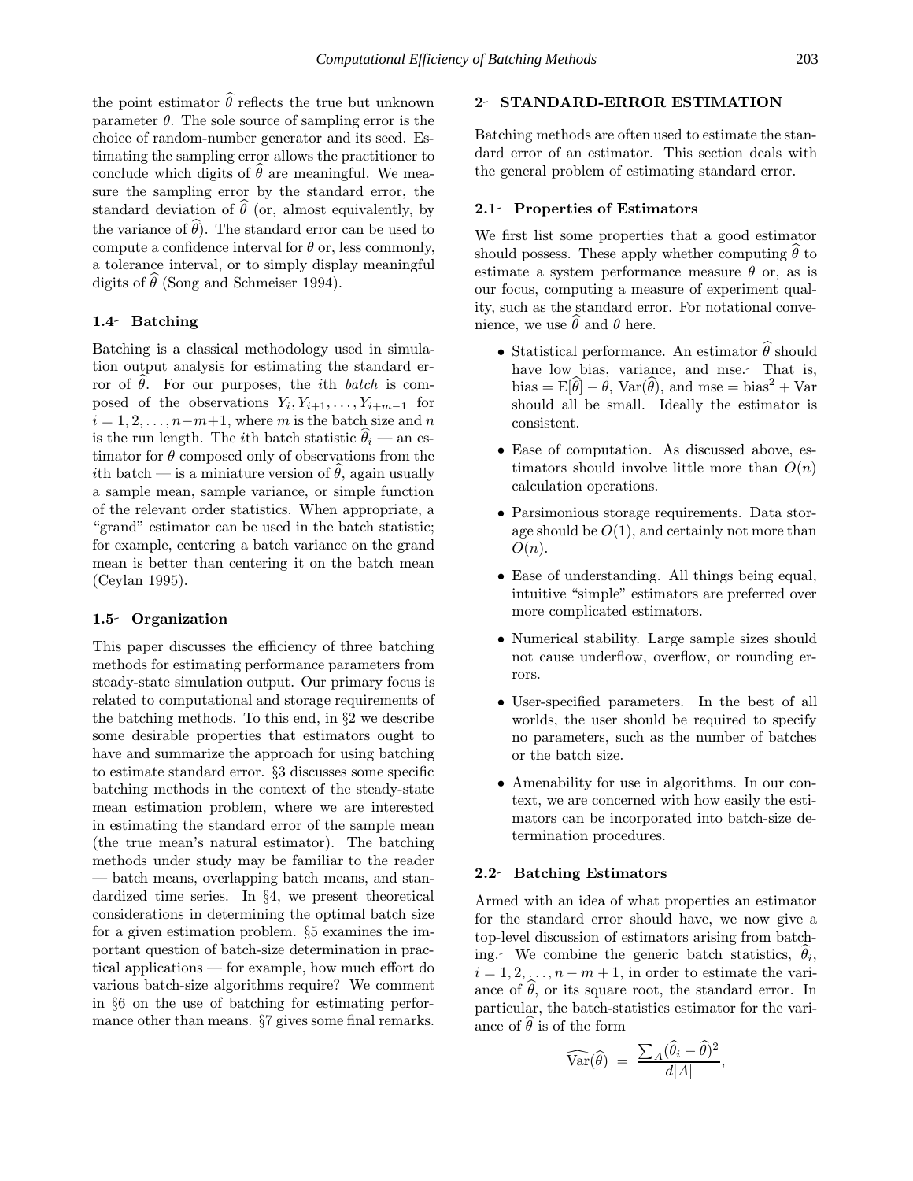the point estimator $\widehat{\theta}$ reflects the true but unknown parameter $\theta$. The sole source of sampling error is the choice of random-number generator and its seed. Estimating the sampling error allows the practitioner to conclude which digits of $\widehat{\theta}$ are meaningful. We measure the sampling error by the standard error, the standard deviation of $\widehat{\theta}$ (or, almost equivalently, by the variance of $\widehat{\theta}$). The standard error can be used to compute a confidence interval for $\theta$ or, less commonly, a tolerance interval, or to simply display meaningful digits of $\widehat{\theta}$ (Song and Schmeiser 1994).

### 1.4 Batching

Batching is a classical methodology used in simulation output analysis for estimating the standard error of $\widehat{\theta}$. For our purposes, the $i$th *batch* is composed of the observations $Y_i, Y_{i+1}, \ldots, Y_{i+m-1}$ for $i = 1, 2, \ldots, n-m+1$, where $m$ is the batch size and $n$ is the run length. The $i$th batch statistic $\widehat{\theta}_i$ — an estimator for $\theta$ composed only of observations from the $i$th batch — is a miniature version of $\widehat{\theta}$, again usually a sample mean, sample variance, or simple function of the relevant order statistics. When appropriate, a "grand" estimator can be used in the batch statistic; for example, centering a batch variance on the grand mean is better than centering it on the batch mean (Ceylan 1995).

### 1.5 Organization

This paper discusses the efficiency of three batching methods for estimating performance parameters from steady-state simulation output. Our primary focus is related to computational and storage requirements of the batching methods. To this end, in §2 we describe some desirable properties that estimators ought to have and summarize the approach for using batching to estimate standard error. §3 discusses some specific batching methods in the context of the steady-state mean estimation problem, where we are interested in estimating the standard error of the sample mean (the true mean's natural estimator). The batching methods under study may be familiar to the reader — batch means, overlapping batch means, and standardized time series. In §4, we present theoretical considerations in determining the optimal batch size for a given estimation problem. §5 examines the important question of batch-size determination in practical applications — for example, how much effort do various batch-size algorithms require? We comment in §6 on the use of batching for estimating performance other than means. §7 gives some final remarks.

## 2 STANDARD-ERROR ESTIMATION

Batching methods are often used to estimate the standard error of an estimator. This section deals with the general problem of estimating standard error.

### 2.1 Properties of Estimators

We first list some properties that a good estimator should possess. These apply whether computing $\widehat{\theta}$ to estimate a system performance measure $\theta$ or, as is our focus, computing a measure of experiment quality, such as the standard error. For notational convenience, we use $\widehat{\theta}$ and $\theta$ here.

- Statistical performance. An estimator $\widehat{\theta}$ should have low bias, variance, and mse. That is, $\text{bias} = \mathrm{E}[\widehat{\theta}] - \theta$, $\mathrm{Var}(\widehat{\theta})$, and $\text{mse} = \text{bias}^2 + \mathrm{Var}$ should all be small. Ideally the estimator is consistent.
- Ease of computation. As discussed above, estimators should involve little more than $O(n)$ calculation operations.
- Parsimonious storage requirements. Data storage should be $O(1)$, and certainly not more than $O(n)$.
- Ease of understanding. All things being equal, intuitive "simple" estimators are preferred over more complicated estimators.
- Numerical stability. Large sample sizes should not cause underflow, overflow, or rounding errors.
- User-specified parameters. In the best of all worlds, the user should be required to specify no parameters, such as the number of batches or the batch size.
- Amenability for use in algorithms. In our context, we are concerned with how easily the estimators can be incorporated into batch-size determination procedures.

### 2.2 Batching Estimators

Armed with an idea of what properties an estimator for the standard error should have, we now give a top-level discussion of estimators arising from batching. We combine the generic batch statistics, $\widehat{\theta}_i$, $i = 1, 2, \ldots, n-m+1$, in order to estimate the variance of $\widehat{\theta}$, or its square root, the standard error. In particular, the batch-statistics estimator for the variance of $\widehat{\theta}$ is of the form

$$\widehat{\mathrm{Var}}(\widehat{\theta}) \;=\; \frac{\sum_A (\widehat{\theta}_i - \widehat{\theta})^2}{d|A|},$$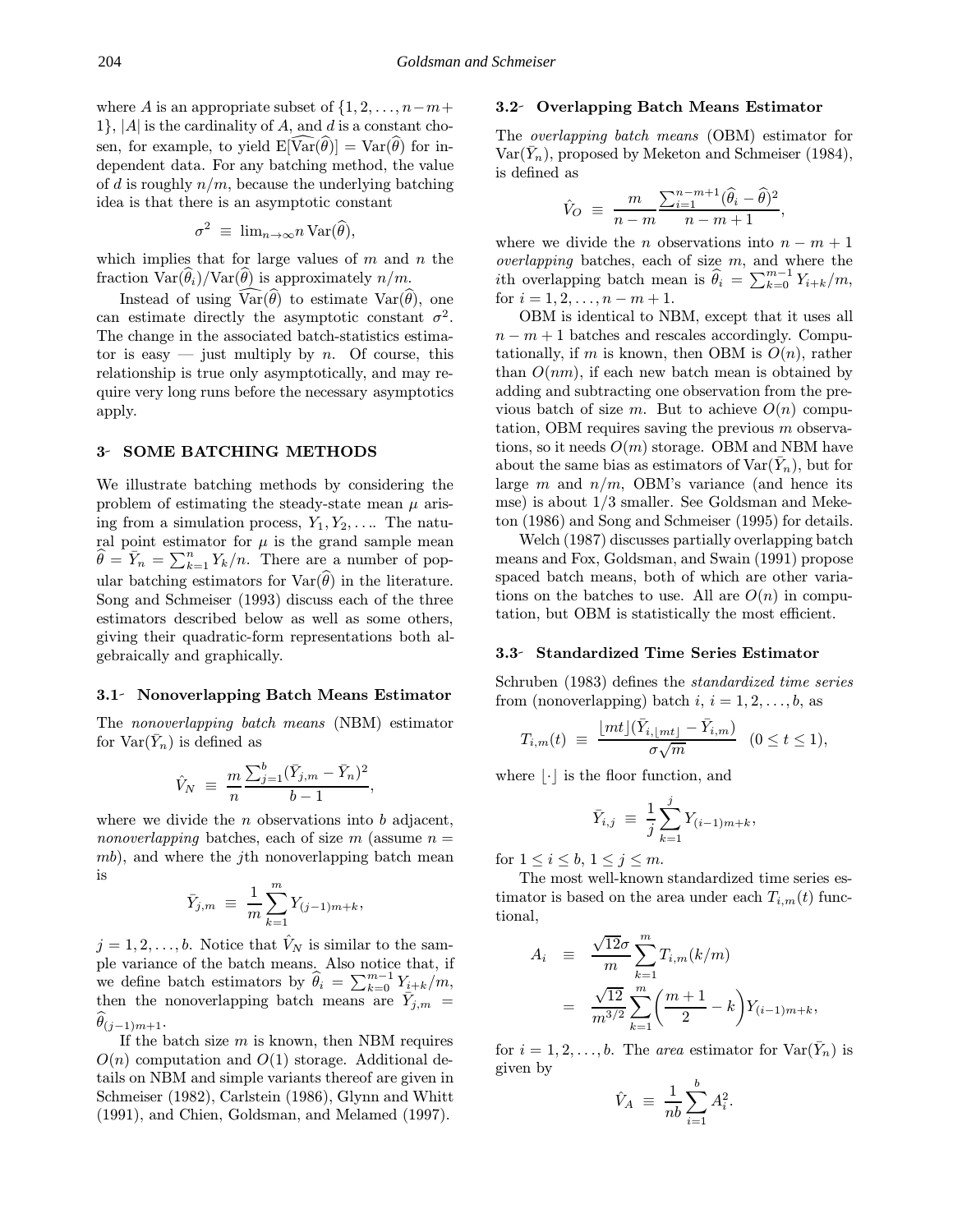where $A$ is an appropriate subset of $\{1, 2, \ldots, n-m+1\}$, $|A|$ is the cardinality of $A$, and $d$ is a constant chosen, for example, to yield $\mathrm{E}[\widehat{\mathrm{Var}}(\widehat{\theta})] = \mathrm{Var}(\widehat{\theta})$ for independent data. For any batching method, the value of $d$ is roughly $n/m$, because the underlying batching idea is that there is an asymptotic constant

$$\sigma^2 \equiv \lim_{n\to\infty} n \,\mathrm{Var}(\widehat{\theta}),$$

which implies that for large values of $m$ and $n$ the fraction $\mathrm{Var}(\widehat{\theta}_i)/\mathrm{Var}(\widehat{\theta})$ is approximately $n/m$.

Instead of using $\widehat{\mathrm{Var}}(\widehat{\theta})$ to estimate $\mathrm{Var}(\widehat{\theta})$, one can estimate directly the asymptotic constant $\sigma^2$. The change in the associated batch-statistics estimator is easy — just multiply by $n$. Of course, this relationship is true only asymptotically, and may require very long runs before the necessary asymptotics apply.

## 3 SOME BATCHING METHODS

We illustrate batching methods by considering the problem of estimating the steady-state mean $\mu$ arising from a simulation process, $Y_1, Y_2, \ldots$. The natural point estimator for $\mu$ is the grand sample mean $\widehat{\theta} = \bar{Y}_n = \sum_{k=1}^{n} Y_k/n$. There are a number of popular batching estimators for $\mathrm{Var}(\widehat{\theta})$ in the literature. Song and Schmeiser (1993) discuss each of the three estimators described below as well as some others, giving their quadratic-form representations both algebraically and graphically.

### 3.1 Nonoverlapping Batch Means Estimator

The *nonoverlapping batch means* (NBM) estimator for $\mathrm{Var}(\bar{Y}_n)$ is defined as

$$\hat{V}_N \equiv \frac{m}{n}\frac{\sum_{j=1}^{b}(\bar{Y}_{j,m} - \bar{Y}_n)^2}{b-1},$$

where we divide the $n$ observations into $b$ adjacent, *nonoverlapping* batches, each of size $m$ (assume $n = mb$), and where the $j$th nonoverlapping batch mean is

$$\bar{Y}_{j,m} \equiv \frac{1}{m}\sum_{k=1}^{m} Y_{(j-1)m+k},$$

$j = 1, 2, \ldots, b$. Notice that $\hat{V}_N$ is similar to the sample variance of the batch means. Also notice that, if we define batch estimators by $\widehat{\theta}_i = \sum_{k=0}^{m-1} Y_{i+k}/m$, then the nonoverlapping batch means are $\bar{Y}_{j,m} = \widehat{\theta}_{(j-1)m+1}$.

If the batch size $m$ is known, then NBM requires $O(n)$ computation and $O(1)$ storage. Additional details on NBM and simple variants thereof are given in Schmeiser (1982), Carlstein (1986), Glynn and Whitt (1991), and Chien, Goldsman, and Melamed (1997).

### 3.2 Overlapping Batch Means Estimator

The *overlapping batch means* (OBM) estimator for $\mathrm{Var}(\bar{Y}_n)$, proposed by Meketon and Schmeiser (1984), is defined as

$$\hat{V}_O \equiv \frac{m}{n-m}\frac{\sum_{i=1}^{n-m+1}(\widehat{\theta}_i - \widehat{\theta})^2}{n-m+1},$$

where we divide the $n$ observations into $n-m+1$ *overlapping* batches, each of size $m$, and where the $i$th overlapping batch mean is $\widehat{\theta}_i = \sum_{k=0}^{m-1} Y_{i+k}/m$, for $i = 1, 2, \ldots, n-m+1$.

OBM is identical to NBM, except that it uses all $n-m+1$ batches and rescales accordingly. Computationally, if $m$ is known, then OBM is $O(n)$, rather than $O(nm)$, if each new batch mean is obtained by adding and subtracting one observation from the previous batch of size $m$. But to achieve $O(n)$ computation, OBM requires saving the previous $m$ observations, so it needs $O(m)$ storage. OBM and NBM have about the same bias as estimators of $\mathrm{Var}(\bar{Y}_n)$, but for large $m$ and $n/m$, OBM's variance (and hence its mse) is about 1/3 smaller. See Goldsman and Meketon (1986) and Song and Schmeiser (1995) for details.

Welch (1987) discusses partially overlapping batch means and Fox, Goldsman, and Swain (1991) propose spaced batch means, both of which are other variations on the batches to use. All are $O(n)$ in computation, but OBM is statistically the most efficient.

### 3.3 Standardized Time Series Estimator

Schruben (1983) defines the *standardized time series* from (nonoverlapping) batch $i$, $i = 1, 2, \ldots, b$, as

$$T_{i,m}(t) \equiv \frac{\lfloor mt \rfloor(\bar{Y}_{i,\lfloor mt \rfloor} - \bar{Y}_{i,m})}{\sigma\sqrt{m}} \quad (0 \le t \le 1),$$

where $\lfloor\cdot\rfloor$ is the floor function, and

$$\bar{Y}_{i,j} \equiv \frac{1}{j}\sum_{k=1}^{j} Y_{(i-1)m+k},$$

for $1 \le i \le b$, $1 \le j \le m$.

The most well-known standardized time series estimator is based on the area under each $T_{i,m}(t)$ functional,

$$\begin{aligned} A_i &\equiv \frac{\sqrt{12}\sigma}{m}\sum_{k=1}^{m} T_{i,m}(k/m) \\ &= \frac{\sqrt{12}}{m^{3/2}}\sum_{k=1}^{m}\left(\frac{m+1}{2} - k\right)Y_{(i-1)m+k}, \end{aligned}$$

for $i = 1, 2, \ldots, b$. The *area* estimator for $\mathrm{Var}(\bar{Y}_n)$ is given by

$$\hat{V}_A \equiv \frac{1}{nb}\sum_{i=1}^{b} A_i^2.$$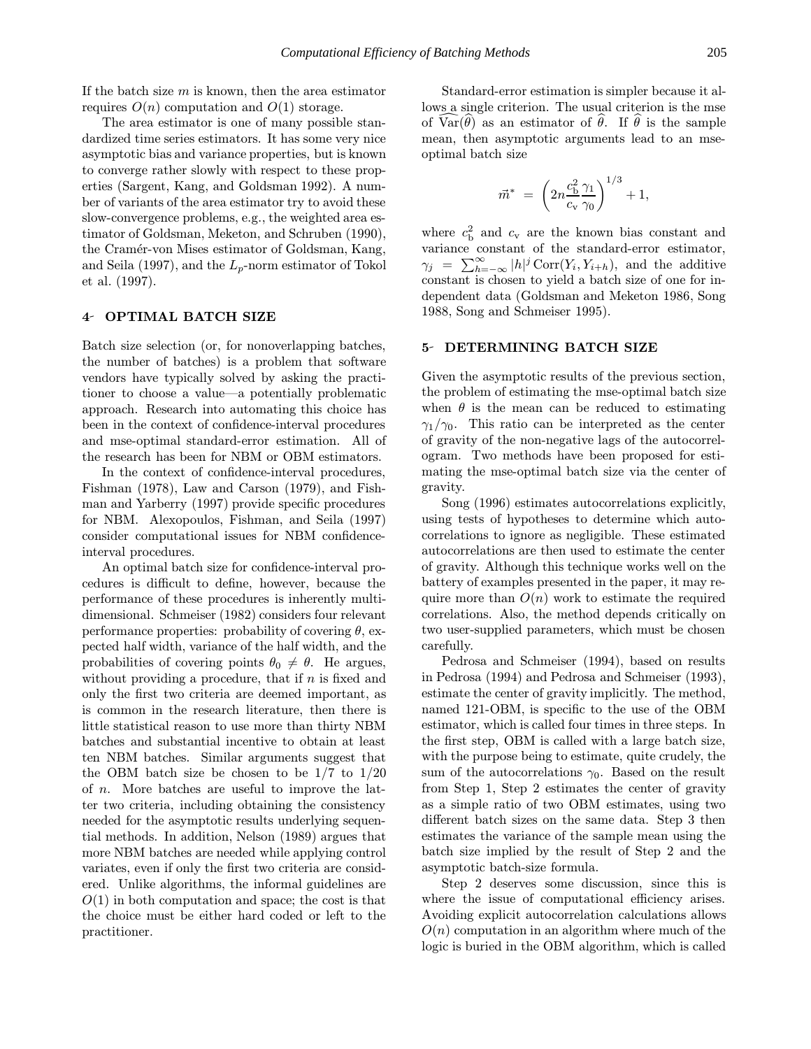If the batch size $m$ is known, then the area estimator requires $O(n)$ computation and $O(1)$ storage.

The area estimator is one of many possible standardized time series estimators. It has some very nice asymptotic bias and variance properties, but is known to converge rather slowly with respect to these properties (Sargent, Kang, and Goldsman 1992). A number of variants of the area estimator try to avoid these slow-convergence problems, e.g., the weighted area estimator of Goldsman, Meketon, and Schruben (1990), the Cramér-von Mises estimator of Goldsman, Kang, and Seila (1997), and the $L_p$-norm estimator of Tokol et al. (1997).

## 4 OPTIMAL BATCH SIZE

Batch size selection (or, for nonoverlapping batches, the number of batches) is a problem that software vendors have typically solved by asking the practitioner to choose a value—a potentially problematic approach. Research into automating this choice has been in the context of confidence-interval procedures and mse-optimal standard-error estimation. All of the research has been for NBM or OBM estimators.

In the context of confidence-interval procedures, Fishman (1978), Law and Carson (1979), and Fishman and Yarberry (1997) provide specific procedures for NBM. Alexopoulos, Fishman, and Seila (1997) consider computational issues for NBM confidence-interval procedures.

An optimal batch size for confidence-interval procedures is difficult to define, however, because the performance of these procedures is inherently multidimensional. Schmeiser (1982) considers four relevant performance properties: probability of covering $\theta$, expected half width, variance of the half width, and the probabilities of covering points $\theta_0 \neq \theta$. He argues, without providing a procedure, that if $n$ is fixed and only the first two criteria are deemed important, as is common in the research literature, then there is little statistical reason to use more than thirty NBM batches and substantial incentive to obtain at least ten NBM batches. Similar arguments suggest that the OBM batch size be chosen to be $1/7$ to $1/20$ of $n$. More batches are useful to improve the latter two criteria, including obtaining the consistency needed for the asymptotic results underlying sequential methods. In addition, Nelson (1989) argues that more NBM batches are needed while applying control variates, even if only the first two criteria are considered. Unlike algorithms, the informal guidelines are $O(1)$ in both computation and space; the cost is that the choice must be either hard coded or left to the practitioner.

Standard-error estimation is simpler because it allows a single criterion. The usual criterion is the mse of $\widehat{\text{Var}}(\widehat{\theta})$ as an estimator of $\widehat{\theta}$. If $\widehat{\theta}$ is the sample mean, then asymptotic arguments lead to an mse-optimal batch size

$$\vec{m}^* = \left(2n\frac{c_\text{b}^2}{c_\text{v}}\frac{\gamma_1}{\gamma_0}\right)^{1/3} + 1,$$

where $c_\text{b}^2$ and $c_\text{v}$ are the known bias constant and variance constant of the standard-error estimator, $\gamma_j = \sum_{h=-\infty}^{\infty} |h|^j \operatorname{Corr}(Y_i, Y_{i+h})$, and the additive constant is chosen to yield a batch size of one for independent data (Goldsman and Meketon 1986, Song 1988, Song and Schmeiser 1995).

## 5 DETERMINING BATCH SIZE

Given the asymptotic results of the previous section, the problem of estimating the mse-optimal batch size when $\theta$ is the mean can be reduced to estimating $\gamma_1/\gamma_0$. This ratio can be interpreted as the center of gravity of the non-negative lags of the autocorrelogram. Two methods have been proposed for estimating the mse-optimal batch size via the center of gravity.

Song (1996) estimates autocorrelations explicitly, using tests of hypotheses to determine which autocorrelations to ignore as negligible. These estimated autocorrelations are then used to estimate the center of gravity. Although this technique works well on the battery of examples presented in the paper, it may require more than $O(n)$ work to estimate the required correlations. Also, the method depends critically on two user-supplied parameters, which must be chosen carefully.

Pedrosa and Schmeiser (1994), based on results in Pedrosa (1994) and Pedrosa and Schmeiser (1993), estimate the center of gravity implicitly. The method, named 121-OBM, is specific to the use of the OBM estimator, which is called four times in three steps. In the first step, OBM is called with a large batch size, with the purpose being to estimate, quite crudely, the sum of the autocorrelations $\gamma_0$. Based on the result from Step 1, Step 2 estimates the center of gravity as a simple ratio of two OBM estimates, using two different batch sizes on the same data. Step 3 then estimates the variance of the sample mean using the batch size implied by the result of Step 2 and the asymptotic batch-size formula.

Step 2 deserves some discussion, since this is where the issue of computational efficiency arises. Avoiding explicit autocorrelation calculations allows $O(n)$ computation in an algorithm where much of the logic is buried in the OBM algorithm, which is called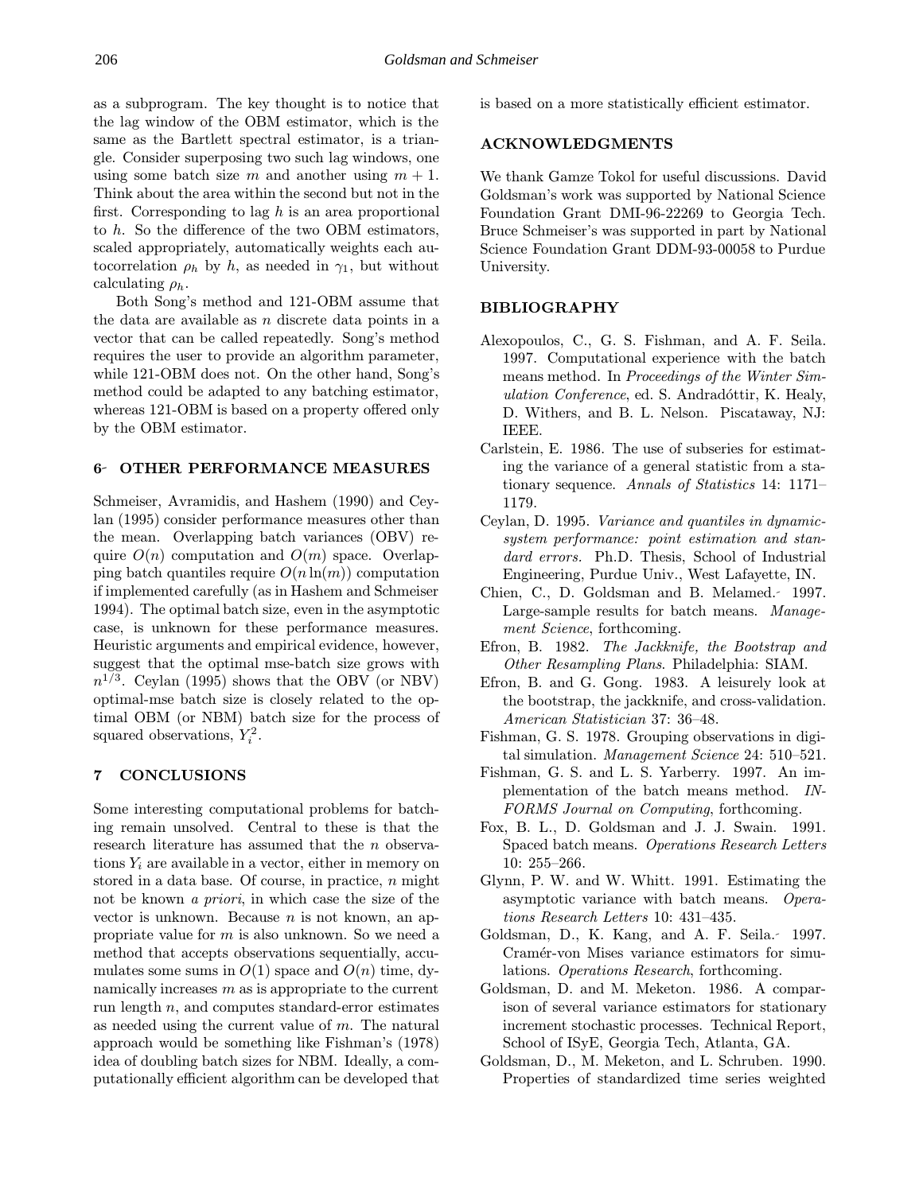as a subprogram. The key thought is to notice that the lag window of the OBM estimator, which is the same as the Bartlett spectral estimator, is a triangle. Consider superposing two such lag windows, one using some batch size $m$ and another using $m+1$. Think about the area within the second but not in the first. Corresponding to lag $h$ is an area proportional to $h$. So the difference of the two OBM estimators, scaled appropriately, automatically weights each autocorrelation $\rho_h$ by $h$, as needed in $\gamma_1$, but without calculating $\rho_h$.

Both Song's method and 121-OBM assume that the data are available as $n$ discrete data points in a vector that can be called repeatedly. Song's method requires the user to provide an algorithm parameter, while 121-OBM does not. On the other hand, Song's method could be adapted to any batching estimator, whereas 121-OBM is based on a property offered only by the OBM estimator.

## 6 OTHER PERFORMANCE MEASURES

Schmeiser, Avramidis, and Hashem (1990) and Ceylan (1995) consider performance measures other than the mean. Overlapping batch variances (OBV) require $O(n)$ computation and $O(m)$ space. Overlapping batch quantiles require $O(n \ln(m))$ computation if implemented carefully (as in Hashem and Schmeiser 1994). The optimal batch size, even in the asymptotic case, is unknown for these performance measures. Heuristic arguments and empirical evidence, however, suggest that the optimal mse-batch size grows with $n^{1/3}$. Ceylan (1995) shows that the OBV (or NBV) optimal-mse batch size is closely related to the optimal OBM (or NBM) batch size for the process of squared observations, $Y_i^2$.

## 7 CONCLUSIONS

Some interesting computational problems for batching remain unsolved. Central to these is that the research literature has assumed that the $n$ observations $Y_i$ are available in a vector, either in memory on stored in a data base. Of course, in practice, $n$ might not be known *a priori*, in which case the size of the vector is unknown. Because $n$ is not known, an appropriate value for $m$ is also unknown. So we need a method that accepts observations sequentially, accumulates some sums in $O(1)$ space and $O(n)$ time, dynamically increases $m$ as is appropriate to the current run length $n$, and computes standard-error estimates as needed using the current value of $m$. The natural approach would be something like Fishman's (1978) idea of doubling batch sizes for NBM. Ideally, a computationally efficient algorithm can be developed that is based on a more statistically efficient estimator.

## ACKNOWLEDGMENTS

We thank Gamze Tokol for useful discussions. David Goldsman's work was supported by National Science Foundation Grant DMI-96-22269 to Georgia Tech. Bruce Schmeiser's was supported in part by National Science Foundation Grant DDM-93-00058 to Purdue University.

## BIBLIOGRAPHY

Alexopoulos, C., G. S. Fishman, and A. F. Seila. 1997. Computational experience with the batch means method. In *Proceedings of the Winter Simulation Conference*, ed. S. Andradóttir, K. Healy, D. Withers, and B. L. Nelson. Piscataway, NJ: IEEE.

Carlstein, E. 1986. The use of subseries for estimating the variance of a general statistic from a stationary sequence. *Annals of Statistics* 14: 1171–1179.

Ceylan, D. 1995. *Variance and quantiles in dynamic-system performance: point estimation and standard errors*. Ph.D. Thesis, School of Industrial Engineering, Purdue Univ., West Lafayette, IN.

Chien, C., D. Goldsman and B. Melamed. 1997. Large-sample results for batch means. *Management Science*, forthcoming.

Efron, B. 1982. *The Jackknife, the Bootstrap and Other Resampling Plans*. Philadelphia: SIAM.

Efron, B. and G. Gong. 1983. A leisurely look at the bootstrap, the jackknife, and cross-validation. *American Statistician* 37: 36–48.

Fishman, G. S. 1978. Grouping observations in digital simulation. *Management Science* 24: 510–521.

Fishman, G. S. and L. S. Yarberry. 1997. An implementation of the batch means method. *INFORMS Journal on Computing*, forthcoming.

Fox, B. L., D. Goldsman and J. J. Swain. 1991. Spaced batch means. *Operations Research Letters* 10: 255–266.

Glynn, P. W. and W. Whitt. 1991. Estimating the asymptotic variance with batch means. *Operations Research Letters* 10: 431–435.

Goldsman, D., K. Kang, and A. F. Seila. 1997. Cramér-von Mises variance estimators for simulations. *Operations Research*, forthcoming.

Goldsman, D. and M. Meketon. 1986. A comparison of several variance estimators for stationary increment stochastic processes. Technical Report, School of ISyE, Georgia Tech, Atlanta, GA.

Goldsman, D., M. Meketon, and L. Schruben. 1990. Properties of standardized time series weighted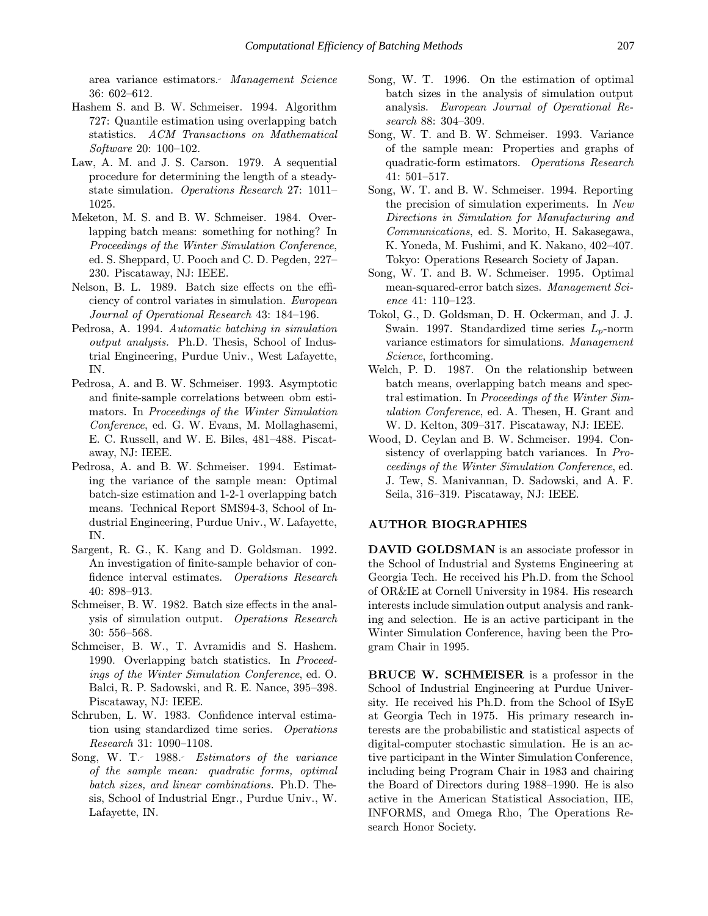area variance estimators. *Management Science* 36: 602–612.

Hashem S. and B. W. Schmeiser. 1994. Algorithm 727: Quantile estimation using overlapping batch statistics. *ACM Transactions on Mathematical Software* 20: 100–102.

Law, A. M. and J. S. Carson. 1979. A sequential procedure for determining the length of a steady-state simulation. *Operations Research* 27: 1011–1025.

Meketon, M. S. and B. W. Schmeiser. 1984. Overlapping batch means: something for nothing? In *Proceedings of the Winter Simulation Conference*, ed. S. Sheppard, U. Pooch and C. D. Pegden, 227–230. Piscataway, NJ: IEEE.

Nelson, B. L. 1989. Batch size effects on the efficiency of control variates in simulation. *European Journal of Operational Research* 43: 184–196.

Pedrosa, A. 1994. *Automatic batching in simulation output analysis.* Ph.D. Thesis, School of Industrial Engineering, Purdue Univ., West Lafayette, IN.

Pedrosa, A. and B. W. Schmeiser. 1993. Asymptotic and finite-sample correlations between obm estimators. In *Proceedings of the Winter Simulation Conference*, ed. G. W. Evans, M. Mollaghasemi, E. C. Russell, and W. E. Biles, 481–488. Piscataway, NJ: IEEE.

Pedrosa, A. and B. W. Schmeiser. 1994. Estimating the variance of the sample mean: Optimal batch-size estimation and 1-2-1 overlapping batch means. Technical Report SMS94-3, School of Industrial Engineering, Purdue Univ., W. Lafayette, IN.

Sargent, R. G., K. Kang and D. Goldsman. 1992. An investigation of finite-sample behavior of confidence interval estimates. *Operations Research* 40: 898–913.

Schmeiser, B. W. 1982. Batch size effects in the analysis of simulation output. *Operations Research* 30: 556–568.

Schmeiser, B. W., T. Avramidis and S. Hashem. 1990. Overlapping batch statistics. In *Proceedings of the Winter Simulation Conference*, ed. O. Balci, R. P. Sadowski, and R. E. Nance, 395–398. Piscataway, NJ: IEEE.

Schruben, L. W. 1983. Confidence interval estimation using standardized time series. *Operations Research* 31: 1090–1108.

Song, W. T. 1988. *Estimators of the variance of the sample mean: quadratic forms, optimal batch sizes, and linear combinations.* Ph.D. Thesis, School of Industrial Engr., Purdue Univ., W. Lafayette, IN.

Song, W. T. 1996. On the estimation of optimal batch sizes in the analysis of simulation output analysis. *European Journal of Operational Research* 88: 304–309.

Song, W. T. and B. W. Schmeiser. 1993. Variance of the sample mean: Properties and graphs of quadratic-form estimators. *Operations Research* 41: 501–517.

Song, W. T. and B. W. Schmeiser. 1994. Reporting the precision of simulation experiments. In *New Directions in Simulation for Manufacturing and Communications*, ed. S. Morito, H. Sakasegawa, K. Yoneda, M. Fushimi, and K. Nakano, 402–407. Tokyo: Operations Research Society of Japan.

Song, W. T. and B. W. Schmeiser. 1995. Optimal mean-squared-error batch sizes. *Management Science* 41: 110–123.

Tokol, G., D. Goldsman, D. H. Ockerman, and J. J. Swain. 1997. Standardized time series $L_p$-norm variance estimators for simulations. *Management Science*, forthcoming.

Welch, P. D. 1987. On the relationship between batch means, overlapping batch means and spectral estimation. In *Proceedings of the Winter Simulation Conference*, ed. A. Thesen, H. Grant and W. D. Kelton, 309–317. Piscataway, NJ: IEEE.

Wood, D. Ceylan and B. W. Schmeiser. 1994. Consistency of overlapping batch variances. In *Proceedings of the Winter Simulation Conference*, ed. J. Tew, S. Manivannan, D. Sadowski, and A. F. Seila, 316–319. Piscataway, NJ: IEEE.

## AUTHOR BIOGRAPHIES

**DAVID GOLDSMAN** is an associate professor in the School of Industrial and Systems Engineering at Georgia Tech. He received his Ph.D. from the School of OR&IE at Cornell University in 1984. His research interests include simulation output analysis and ranking and selection. He is an active participant in the Winter Simulation Conference, having been the Program Chair in 1995.

**BRUCE W. SCHMEISER** is a professor in the School of Industrial Engineering at Purdue University. He received his Ph.D. from the School of ISyE at Georgia Tech in 1975. His primary research interests are the probabilistic and statistical aspects of digital-computer stochastic simulation. He is an active participant in the Winter Simulation Conference, including being Program Chair in 1983 and chairing the Board of Directors during 1988–1990. He is also active in the American Statistical Association, IIE, INFORMS, and Omega Rho, The Operations Research Honor Society.